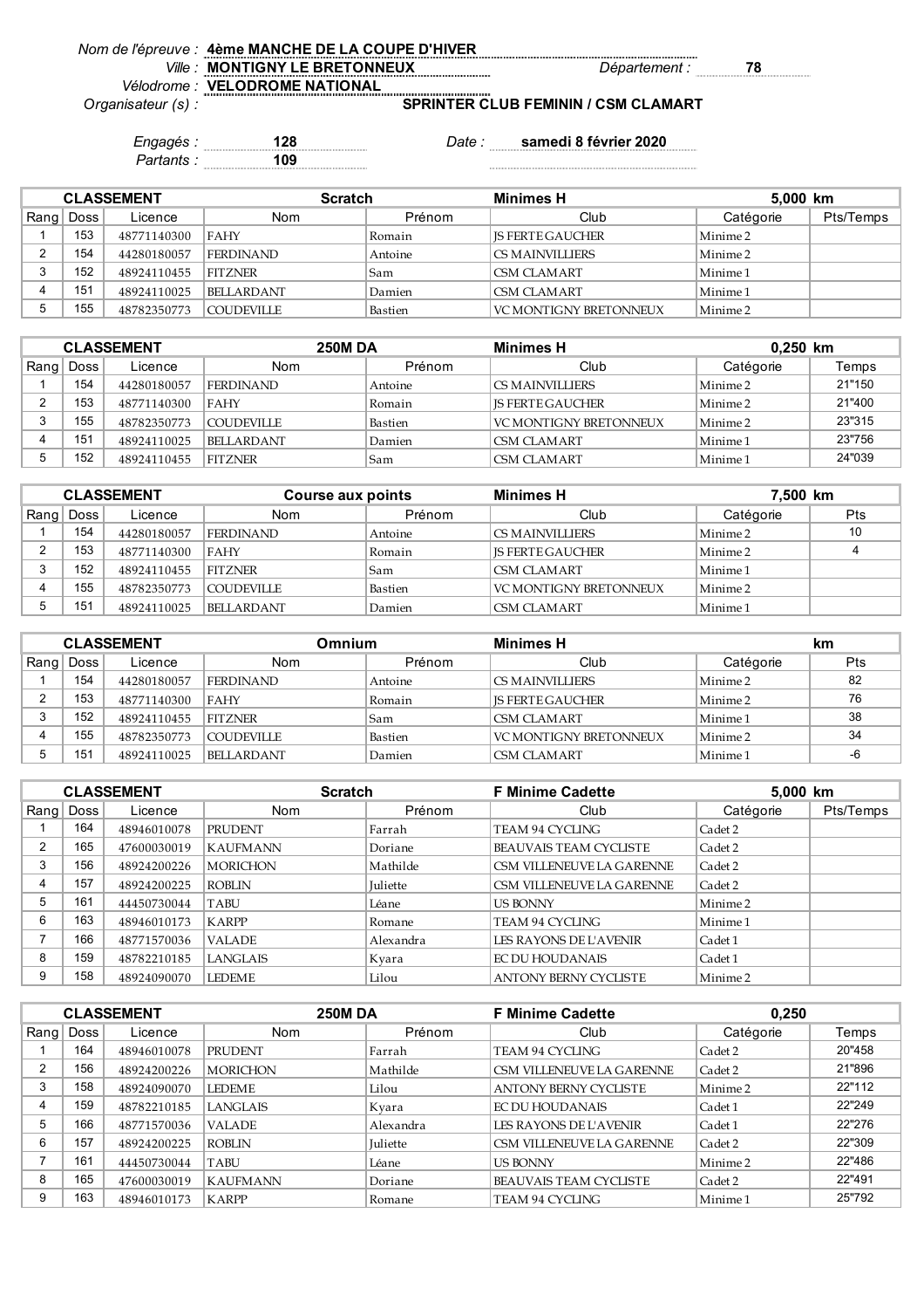*Nom de l'épreuve :* **4ème MANCHE DE LA COUPE D'HIVER**

*Ville :* **MONTIGNY LE BRETONNEUX** *Département :* **78**

*Vélodrome :* **VELODROME NATIONAL**

*Organisateur (s) :* **SPRINTER CLUB FEMININ / CSM CLAMART**

*Engagés :* **128** *Date :* **samedi 8 février 2020**

*Partants :* **109**

| **CLASSEMENT** | | | **Scratch** | | **Minimes H** | **5,000 km** | |
|---|---|---|---|---|---|---|---|
| Rang | Doss | Licence | Nom | Prénom | Club | Catégorie | Pts/Temps |
| 1 | 153 | 48771140300 | FAHY | Romain | JS FERTE GAUCHER | Minime 2 | |
| 2 | 154 | 44280180057 | FERDINAND | Antoine | CS MAINVILLIERS | Minime 2 | |
| 3 | 152 | 48924110455 | FITZNER | Sam | CSM CLAMART | Minime 1 | |
| 4 | 151 | 48924110025 | BELLARDANT | Damien | CSM CLAMART | Minime 1 | |
| 5 | 155 | 48782350773 | COUDEVILLE | Bastien | VC MONTIGNY BRETONNEUX | Minime 2 | |

| **CLASSEMENT** | | | **250M DA** | | **Minimes H** | **0,250 km** | |
|---|---|---|---|---|---|---|---|
| Rang | Doss | Licence | Nom | Prénom | Club | Catégorie | Temps |
| 1 | 154 | 44280180057 | FERDINAND | Antoine | CS MAINVILLIERS | Minime 2 | 21"150 |
| 2 | 153 | 48771140300 | FAHY | Romain | JS FERTE GAUCHER | Minime 2 | 21"400 |
| 3 | 155 | 48782350773 | COUDEVILLE | Bastien | VC MONTIGNY BRETONNEUX | Minime 2 | 23"315 |
| 4 | 151 | 48924110025 | BELLARDANT | Damien | CSM CLAMART | Minime 1 | 23"756 |
| 5 | 152 | 48924110455 | FITZNER | Sam | CSM CLAMART | Minime 1 | 24"039 |

| **CLASSEMENT** | | | **Course aux points** | | **Minimes H** | **7,500 km** | |
|---|---|---|---|---|---|---|---|
| Rang | Doss | Licence | Nom | Prénom | Club | Catégorie | Pts |
| 1 | 154 | 44280180057 | FERDINAND | Antoine | CS MAINVILLIERS | Minime 2 | 10 |
| 2 | 153 | 48771140300 | FAHY | Romain | JS FERTE GAUCHER | Minime 2 | 4 |
| 3 | 152 | 48924110455 | FITZNER | Sam | CSM CLAMART | Minime 1 | |
| 4 | 155 | 48782350773 | COUDEVILLE | Bastien | VC MONTIGNY BRETONNEUX | Minime 2 | |
| 5 | 151 | 48924110025 | BELLARDANT | Damien | CSM CLAMART | Minime 1 | |

| **CLASSEMENT** | | | **Omnium** | | **Minimes H** | **km** | |
|---|---|---|---|---|---|---|---|
| Rang | Doss | Licence | Nom | Prénom | Club | Catégorie | Pts |
| 1 | 154 | 44280180057 | FERDINAND | Antoine | CS MAINVILLIERS | Minime 2 | 82 |
| 2 | 153 | 48771140300 | FAHY | Romain | JS FERTE GAUCHER | Minime 2 | 76 |
| 3 | 152 | 48924110455 | FITZNER | Sam | CSM CLAMART | Minime 1 | 38 |
| 4 | 155 | 48782350773 | COUDEVILLE | Bastien | VC MONTIGNY BRETONNEUX | Minime 2 | 34 |
| 5 | 151 | 48924110025 | BELLARDANT | Damien | CSM CLAMART | Minime 1 | -6 |

| **CLASSEMENT** | | | **Scratch** | | **F Minime Cadette** | **5,000 km** | |
|---|---|---|---|---|---|---|---|
| Rang | Doss | Licence | Nom | Prénom | Club | Catégorie | Pts/Temps |
| 1 | 164 | 48946010078 | PRUDENT | Farrah | TEAM 94 CYCLING | Cadet 2 | |
| 2 | 165 | 47600030019 | KAUFMANN | Doriane | BEAUVAIS TEAM CYCLISTE | Cadet 2 | |
| 3 | 156 | 48924200226 | MORICHON | Mathilde | CSM VILLENEUVE LA GARENNE | Cadet 2 | |
| 4 | 157 | 48924200225 | ROBLIN | Juliette | CSM VILLENEUVE LA GARENNE | Cadet 2 | |
| 5 | 161 | 44450730044 | TABU | Léane | US BONNY | Minime 2 | |
| 6 | 163 | 48946010173 | KARPP | Romane | TEAM 94 CYCLING | Minime 1 | |
| 7 | 166 | 48771570036 | VALADE | Alexandra | LES RAYONS DE L'AVENIR | Cadet 1 | |
| 8 | 159 | 48782210185 | LANGLAIS | Kyara | EC DU HOUDANAIS | Cadet 1 | |
| 9 | 158 | 48924090070 | LEDEME | Lilou | ANTONY BERNY CYCLISTE | Minime 2 | |

| **CLASSEMENT** | | | **250M DA** | | **F Minime Cadette** | **0,250** | |
|---|---|---|---|---|---|---|---|
| Rang | Doss | Licence | Nom | Prénom | Club | Catégorie | Temps |
| 1 | 164 | 48946010078 | PRUDENT | Farrah | TEAM 94 CYCLING | Cadet 2 | 20"458 |
| 2 | 156 | 48924200226 | MORICHON | Mathilde | CSM VILLENEUVE LA GARENNE | Cadet 2 | 21"896 |
| 3 | 158 | 48924090070 | LEDEME | Lilou | ANTONY BERNY CYCLISTE | Minime 2 | 22"112 |
| 4 | 159 | 48782210185 | LANGLAIS | Kyara | EC DU HOUDANAIS | Cadet 1 | 22"249 |
| 5 | 166 | 48771570036 | VALADE | Alexandra | LES RAYONS DE L'AVENIR | Cadet 1 | 22"276 |
| 6 | 157 | 48924200225 | ROBLIN | Juliette | CSM VILLENEUVE LA GARENNE | Cadet 2 | 22"309 |
| 7 | 161 | 44450730044 | TABU | Léane | US BONNY | Minime 2 | 22"486 |
| 8 | 165 | 47600030019 | KAUFMANN | Doriane | BEAUVAIS TEAM CYCLISTE | Cadet 2 | 22"491 |
| 9 | 163 | 48946010173 | KARPP | Romane | TEAM 94 CYCLING | Minime 1 | 25"792 |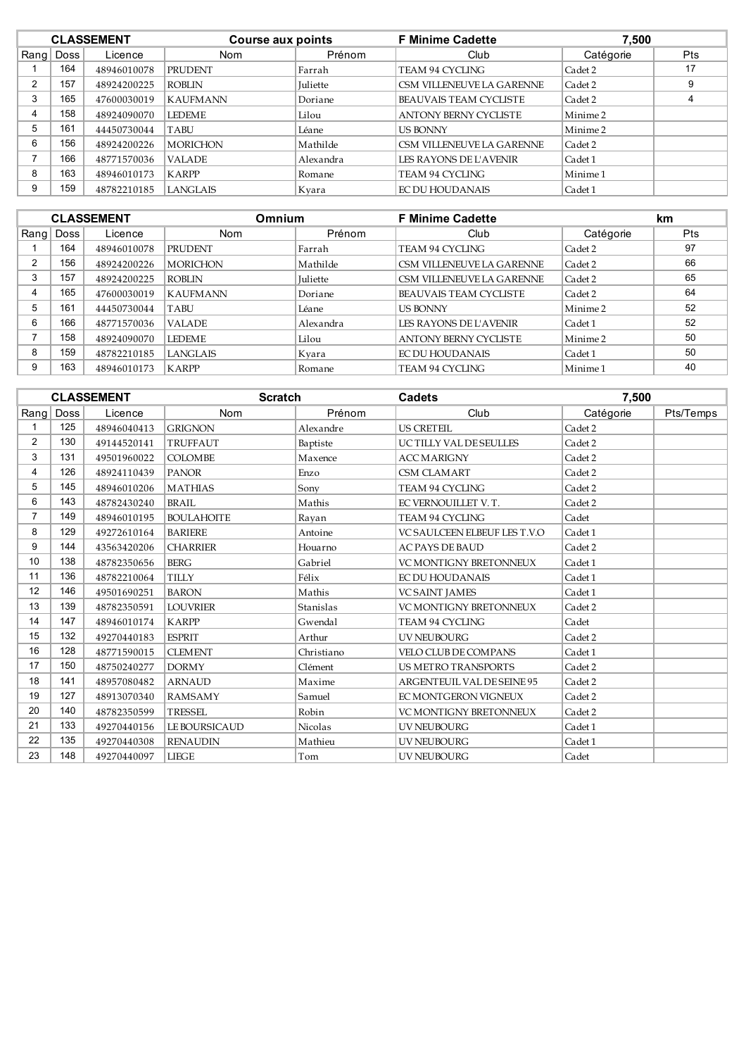| CLASSEMENT | | | Course aux points | | F Minime Cadette | 7,500 | |
|---|---|---|---|---|---|---|---|
| Rang | Doss | Licence | Nom | Prénom | Club | Catégorie | Pts |
| 1 | 164 | 48946010078 | PRUDENT | Farrah | TEAM 94 CYCLING | Cadet 2 | 17 |
| 2 | 157 | 48924200225 | ROBLIN | Juliette | CSM VILLENEUVE LA GARENNE | Cadet 2 | 9 |
| 3 | 165 | 47600030019 | KAUFMANN | Doriane | BEAUVAIS TEAM CYCLISTE | Cadet 2 | 4 |
| 4 | 158 | 48924090070 | LEDEME | Lilou | ANTONY BERNY CYCLISTE | Minime 2 | |
| 5 | 161 | 44450730044 | TABU | Léane | US BONNY | Minime 2 | |
| 6 | 156 | 48924200226 | MORICHON | Mathilde | CSM VILLENEUVE LA GARENNE | Cadet 2 | |
| 7 | 166 | 48771570036 | VALADE | Alexandra | LES RAYONS DE L'AVENIR | Cadet 1 | |
| 8 | 163 | 48946010173 | KARPP | Romane | TEAM 94 CYCLING | Minime 1 | |
| 9 | 159 | 48782210185 | LANGLAIS | Kyara | EC DU HOUDANAIS | Cadet 1 | |

| CLASSEMENT | | | Omnium | | F Minime Cadette | | km |
|---|---|---|---|---|---|---|---|
| Rang | Doss | Licence | Nom | Prénom | Club | Catégorie | Pts |
| 1 | 164 | 48946010078 | PRUDENT | Farrah | TEAM 94 CYCLING | Cadet 2 | 97 |
| 2 | 156 | 48924200226 | MORICHON | Mathilde | CSM VILLENEUVE LA GARENNE | Cadet 2 | 66 |
| 3 | 157 | 48924200225 | ROBLIN | Juliette | CSM VILLENEUVE LA GARENNE | Cadet 2 | 65 |
| 4 | 165 | 47600030019 | KAUFMANN | Doriane | BEAUVAIS TEAM CYCLISTE | Cadet 2 | 64 |
| 5 | 161 | 44450730044 | TABU | Léane | US BONNY | Minime 2 | 52 |
| 6 | 166 | 48771570036 | VALADE | Alexandra | LES RAYONS DE L'AVENIR | Cadet 1 | 52 |
| 7 | 158 | 48924090070 | LEDEME | Lilou | ANTONY BERNY CYCLISTE | Minime 2 | 50 |
| 8 | 159 | 48782210185 | LANGLAIS | Kyara | EC DU HOUDANAIS | Cadet 1 | 50 |
| 9 | 163 | 48946010173 | KARPP | Romane | TEAM 94 CYCLING | Minime 1 | 40 |

| CLASSEMENT | | | Scratch | | Cadets | 7,500 | |
|---|---|---|---|---|---|---|---|
| Rang | Doss | Licence | Nom | Prénom | Club | Catégorie | Pts/Temps |
| 1 | 125 | 48946040413 | GRIGNON | Alexandre | US CRETEIL | Cadet 2 | |
| 2 | 130 | 49144520141 | TRUFFAUT | Baptiste | UC TILLY VAL DE SEULLES | Cadet 2 | |
| 3 | 131 | 49501960022 | COLOMBE | Maxence | ACC MARIGNY | Cadet 2 | |
| 4 | 126 | 48924110439 | PANOR | Enzo | CSM CLAMART | Cadet 2 | |
| 5 | 145 | 48946010206 | MATHIAS | Sony | TEAM 94 CYCLING | Cadet 2 | |
| 6 | 143 | 48782430240 | BRAIL | Mathis | EC VERNOUILLET V. T. | Cadet 2 | |
| 7 | 149 | 48946010195 | BOULAHOITE | Rayan | TEAM 94 CYCLING | Cadet | |
| 8 | 129 | 49272610164 | BARIERE | Antoine | VC SAULCEEN ELBEUF LES T.V.O | Cadet 1 | |
| 9 | 144 | 43563420206 | CHARRIER | Houarno | AC PAYS DE BAUD | Cadet 2 | |
| 10 | 138 | 48782350656 | BERG | Gabriel | VC MONTIGNY BRETONNEUX | Cadet 1 | |
| 11 | 136 | 48782210064 | TILLY | Félix | EC DU HOUDANAIS | Cadet 1 | |
| 12 | 146 | 49501690251 | BARON | Mathis | VC SAINT JAMES | Cadet 1 | |
| 13 | 139 | 48782350591 | LOUVRIER | Stanislas | VC MONTIGNY BRETONNEUX | Cadet 2 | |
| 14 | 147 | 48946010174 | KARPP | Gwendal | TEAM 94 CYCLING | Cadet | |
| 15 | 132 | 49270440183 | ESPRIT | Arthur | UV NEUBOURG | Cadet 2 | |
| 16 | 128 | 48771590015 | CLEMENT | Christiano | VELO CLUB DE COMPANS | Cadet 1 | |
| 17 | 150 | 48750240277 | DORMY | Clément | US METRO TRANSPORTS | Cadet 2 | |
| 18 | 141 | 48957080482 | ARNAUD | Maxime | ARGENTEUIL VAL DE SEINE 95 | Cadet 2 | |
| 19 | 127 | 48913070340 | RAMSAMY | Samuel | EC MONTGERON VIGNEUX | Cadet 2 | |
| 20 | 140 | 48782350599 | TRESSEL | Robin | VC MONTIGNY BRETONNEUX | Cadet 2 | |
| 21 | 133 | 49270440156 | LE BOURSICAUD | Nicolas | UV NEUBOURG | Cadet 1 | |
| 22 | 135 | 49270440308 | RENAUDIN | Mathieu | UV NEUBOURG | Cadet 1 | |
| 23 | 148 | 49270440097 | LIEGE | Tom | UV NEUBOURG | Cadet | |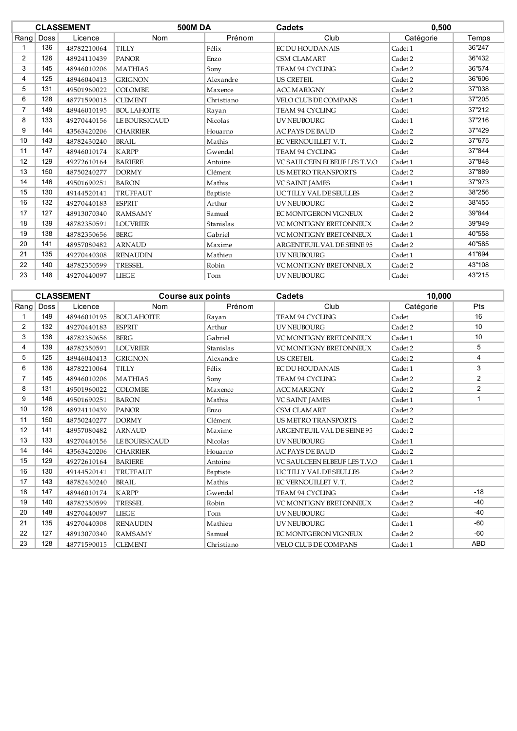| CLASSEMENT | | | 500M DA | | Cadets | 0,500 | |
|---|---|---|---|---|---|---|---|
| Rang | Doss | Licence | Nom | Prénom | Club | Catégorie | Temps |
| 1 | 136 | 48782210064 | TILLY | Félix | EC DU HOUDANAIS | Cadet 1 | 36"247 |
| 2 | 126 | 48924110439 | PANOR | Enzo | CSM CLAMART | Cadet 2 | 36"432 |
| 3 | 145 | 48946010206 | MATHIAS | Sony | TEAM 94 CYCLING | Cadet 2 | 36"574 |
| 4 | 125 | 48946040413 | GRIGNON | Alexandre | US CRETEIL | Cadet 2 | 36"606 |
| 5 | 131 | 49501960022 | COLOMBE | Maxence | ACC MARIGNY | Cadet 2 | 37"038 |
| 6 | 128 | 48771590015 | CLEMENT | Christiano | VELO CLUB DE COMPANS | Cadet 1 | 37"205 |
| 7 | 149 | 48946010195 | BOULAHOITE | Rayan | TEAM 94 CYCLING | Cadet | 37"212 |
| 8 | 133 | 49270440156 | LE BOURSICAUD | Nicolas | UV NEUBOURG | Cadet 1 | 37"216 |
| 9 | 144 | 43563420206 | CHARRIER | Houarno | AC PAYS DE BAUD | Cadet 2 | 37"429 |
| 10 | 143 | 48782430240 | BRAIL | Mathis | EC VERNOUILLET V. T. | Cadet 2 | 37"675 |
| 11 | 147 | 48946010174 | KARPP | Gwendal | TEAM 94 CYCLING | Cadet | 37"844 |
| 12 | 129 | 49272610164 | BARIERE | Antoine | VC SAULCEEN ELBEUF LES T.V.O | Cadet 1 | 37"848 |
| 13 | 150 | 48750240277 | DORMY | Clément | US METRO TRANSPORTS | Cadet 2 | 37"889 |
| 14 | 146 | 49501690251 | BARON | Mathis | VC SAINT JAMES | Cadet 1 | 37"973 |
| 15 | 130 | 49144520141 | TRUFFAUT | Baptiste | UC TILLY VAL DE SEULLES | Cadet 2 | 38"256 |
| 16 | 132 | 49270440183 | ESPRIT | Arthur | UV NEUBOURG | Cadet 2 | 38"455 |
| 17 | 127 | 48913070340 | RAMSAMY | Samuel | EC MONTGERON VIGNEUX | Cadet 2 | 39"844 |
| 18 | 139 | 48782350591 | LOUVRIER | Stanislas | VC MONTIGNY BRETONNEUX | Cadet 2 | 39"949 |
| 19 | 138 | 48782350656 | BERG | Gabriel | VC MONTIGNY BRETONNEUX | Cadet 1 | 40"558 |
| 20 | 141 | 48957080482 | ARNAUD | Maxime | ARGENTEUIL VAL DE SEINE 95 | Cadet 2 | 40"585 |
| 21 | 135 | 49270440308 | RENAUDIN | Mathieu | UV NEUBOURG | Cadet 1 | 41"694 |
| 22 | 140 | 48782350599 | TRESSEL | Robin | VC MONTIGNY BRETONNEUX | Cadet 2 | 43"108 |
| 23 | 148 | 49270440097 | LIEGE | Tom | UV NEUBOURG | Cadet | 43"215 |

| CLASSEMENT | | | Course aux points | | Cadets | 10,000 | |
|---|---|---|---|---|---|---|---|
| Rang | Doss | Licence | Nom | Prénom | Club | Catégorie | Pts |
| 1 | 149 | 48946010195 | BOULAHOITE | Rayan | TEAM 94 CYCLING | Cadet | 16 |
| 2 | 132 | 49270440183 | ESPRIT | Arthur | UV NEUBOURG | Cadet 2 | 10 |
| 3 | 138 | 48782350656 | BERG | Gabriel | VC MONTIGNY BRETONNEUX | Cadet 1 | 10 |
| 4 | 139 | 48782350591 | LOUVRIER | Stanislas | VC MONTIGNY BRETONNEUX | Cadet 2 | 5 |
| 5 | 125 | 48946040413 | GRIGNON | Alexandre | US CRETEIL | Cadet 2 | 4 |
| 6 | 136 | 48782210064 | TILLY | Félix | EC DU HOUDANAIS | Cadet 1 | 3 |
| 7 | 145 | 48946010206 | MATHIAS | Sony | TEAM 94 CYCLING | Cadet 2 | 2 |
| 8 | 131 | 49501960022 | COLOMBE | Maxence | ACC MARIGNY | Cadet 2 | 2 |
| 9 | 146 | 49501690251 | BARON | Mathis | VC SAINT JAMES | Cadet 1 | 1 |
| 10 | 126 | 48924110439 | PANOR | Enzo | CSM CLAMART | Cadet 2 | |
| 11 | 150 | 48750240277 | DORMY | Clément | US METRO TRANSPORTS | Cadet 2 | |
| 12 | 141 | 48957080482 | ARNAUD | Maxime | ARGENTEUIL VAL DE SEINE 95 | Cadet 2 | |
| 13 | 133 | 49270440156 | LE BOURSICAUD | Nicolas | UV NEUBOURG | Cadet 1 | |
| 14 | 144 | 43563420206 | CHARRIER | Houarno | AC PAYS DE BAUD | Cadet 2 | |
| 15 | 129 | 49272610164 | BARIERE | Antoine | VC SAULCEEN ELBEUF LES T.V.O | Cadet 1 | |
| 16 | 130 | 49144520141 | TRUFFAUT | Baptiste | UC TILLY VAL DE SEULLES | Cadet 2 | |
| 17 | 143 | 48782430240 | BRAIL | Mathis | EC VERNOUILLET V. T. | Cadet 2 | |
| 18 | 147 | 48946010174 | KARPP | Gwendal | TEAM 94 CYCLING | Cadet | -18 |
| 19 | 140 | 48782350599 | TRESSEL | Robin | VC MONTIGNY BRETONNEUX | Cadet 2 | -40 |
| 20 | 148 | 49270440097 | LIEGE | Tom | UV NEUBOURG | Cadet | -40 |
| 21 | 135 | 49270440308 | RENAUDIN | Mathieu | UV NEUBOURG | Cadet 1 | -60 |
| 22 | 127 | 48913070340 | RAMSAMY | Samuel | EC MONTGERON VIGNEUX | Cadet 2 | -60 |
| 23 | 128 | 48771590015 | CLEMENT | Christiano | VELO CLUB DE COMPANS | Cadet 1 | ABD |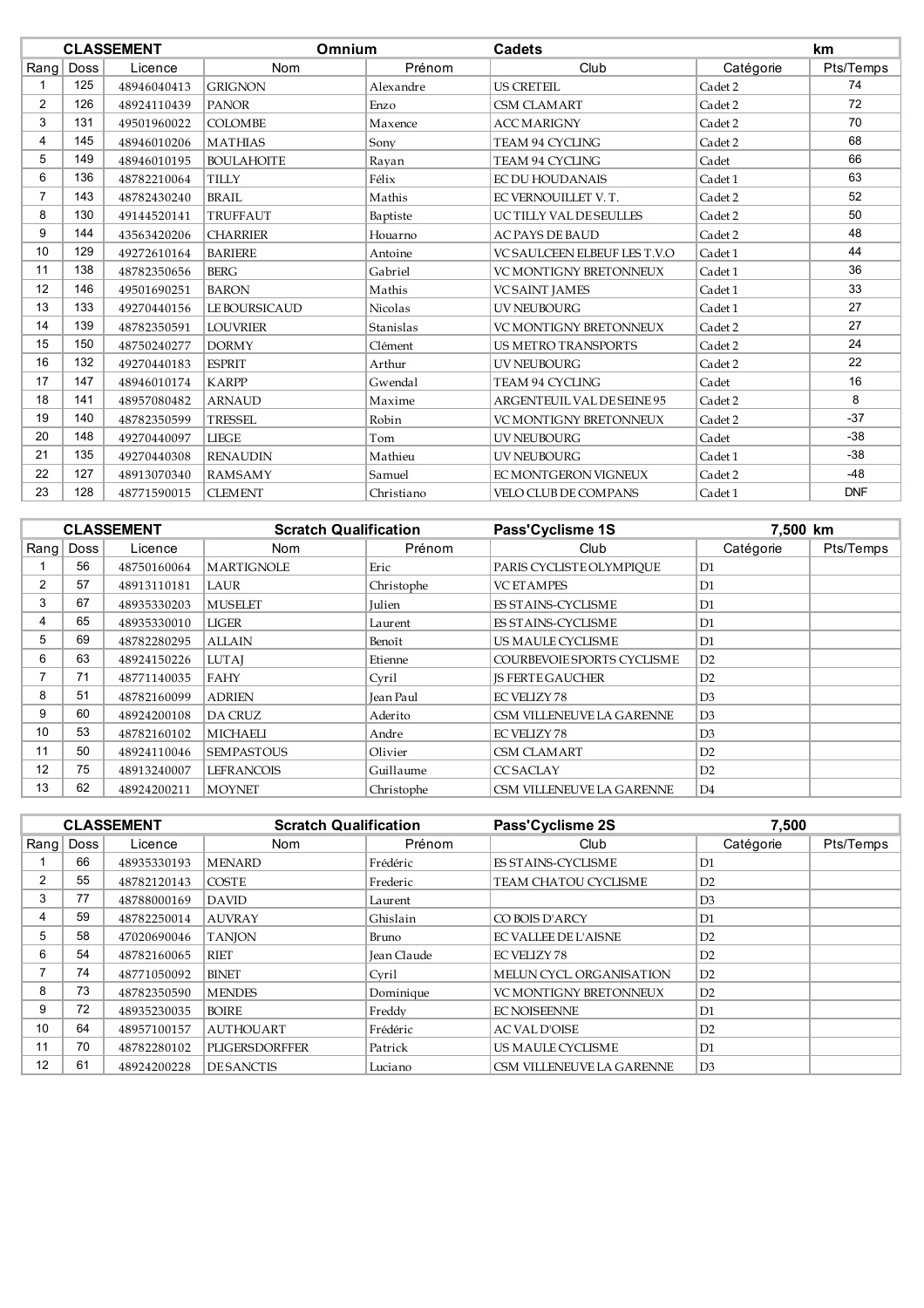| CLASSEMENT | | | Omnium | | Cadets | | km |
|---|---|---|---|---|---|---|---|
| Rang | Doss | Licence | Nom | Prénom | Club | Catégorie | Pts/Temps |
| 1 | 125 | 48946040413 | GRIGNON | Alexandre | US CRETEIL | Cadet 2 | 74 |
| 2 | 126 | 48924110439 | PANOR | Enzo | CSM CLAMART | Cadet 2 | 72 |
| 3 | 131 | 49501960022 | COLOMBE | Maxence | ACC MARIGNY | Cadet 2 | 70 |
| 4 | 145 | 48946010206 | MATHIAS | Sony | TEAM 94 CYCLING | Cadet 2 | 68 |
| 5 | 149 | 48946010195 | BOULAHOITE | Rayan | TEAM 94 CYCLING | Cadet | 66 |
| 6 | 136 | 48782210064 | TILLY | Félix | EC DU HOUDANAIS | Cadet 1 | 63 |
| 7 | 143 | 48782430240 | BRAIL | Mathis | EC VERNOUILLET V. T. | Cadet 2 | 52 |
| 8 | 130 | 49144520141 | TRUFFAUT | Baptiste | UC TILLY VAL DE SEULLES | Cadet 2 | 50 |
| 9 | 144 | 43563420206 | CHARRIER | Houarno | AC PAYS DE BAUD | Cadet 2 | 48 |
| 10 | 129 | 49272610164 | BARIERE | Antoine | VC SAULCEEN ELBEUF LES T.V.O | Cadet 1 | 44 |
| 11 | 138 | 48782350656 | BERG | Gabriel | VC MONTIGNY BRETONNEUX | Cadet 1 | 36 |
| 12 | 146 | 49501690251 | BARON | Mathis | VC SAINT JAMES | Cadet 1 | 33 |
| 13 | 133 | 49270440156 | LE BOURSICAUD | Nicolas | UV NEUBOURG | Cadet 1 | 27 |
| 14 | 139 | 48782350591 | LOUVRIER | Stanislas | VC MONTIGNY BRETONNEUX | Cadet 2 | 27 |
| 15 | 150 | 48750240277 | DORMY | Clément | US METRO TRANSPORTS | Cadet 2 | 24 |
| 16 | 132 | 49270440183 | ESPRIT | Arthur | UV NEUBOURG | Cadet 2 | 22 |
| 17 | 147 | 48946010174 | KARPP | Gwendal | TEAM 94 CYCLING | Cadet | 16 |
| 18 | 141 | 48957080482 | ARNAUD | Maxime | ARGENTEUIL VAL DE SEINE 95 | Cadet 2 | 8 |
| 19 | 140 | 48782350599 | TRESSEL | Robin | VC MONTIGNY BRETONNEUX | Cadet 2 | -37 |
| 20 | 148 | 49270440097 | LIEGE | Tom | UV NEUBOURG | Cadet | -38 |
| 21 | 135 | 49270440308 | RENAUDIN | Mathieu | UV NEUBOURG | Cadet 1 | -38 |
| 22 | 127 | 48913070340 | RAMSAMY | Samuel | EC MONTGERON VIGNEUX | Cadet 2 | -48 |
| 23 | 128 | 48771590015 | CLEMENT | Christiano | VELO CLUB DE COMPANS | Cadet 1 | DNF |

| CLASSEMENT | | | Scratch Qualification | | Pass'Cyclisme 1S | 7,500 km | |
|---|---|---|---|---|---|---|---|
| Rang | Doss | Licence | Nom | Prénom | Club | Catégorie | Pts/Temps |
| 1 | 56 | 48750160064 | MARTIGNOLE | Eric | PARIS CYCLISTE OLYMPIQUE | D1 | |
| 2 | 57 | 48913110181 | LAUR | Christophe | VC ETAMPES | D1 | |
| 3 | 67 | 48935330203 | MUSELET | Julien | ES STAINS-CYCLISME | D1 | |
| 4 | 65 | 48935330010 | LIGER | Laurent | ES STAINS-CYCLISME | D1 | |
| 5 | 69 | 48782280295 | ALLAIN | Benoît | US MAULE CYCLISME | D1 | |
| 6 | 63 | 48924150226 | LUTAJ | Etienne | COURBEVOIE SPORTS CYCLISME | D2 | |
| 7 | 71 | 48771140035 | FAHY | Cyril | JS FERTE GAUCHER | D2 | |
| 8 | 51 | 48782160099 | ADRIEN | Jean Paul | EC VELIZY 78 | D3 | |
| 9 | 60 | 48924200108 | DA CRUZ | Aderito | CSM VILLENEUVE LA GARENNE | D3 | |
| 10 | 53 | 48782160102 | MICHAELI | Andre | EC VELIZY 78 | D3 | |
| 11 | 50 | 48924110046 | SEMPASTOUS | Olivier | CSM CLAMART | D2 | |
| 12 | 75 | 48913240007 | LEFRANCOIS | Guillaume | CC SACLAY | D2 | |
| 13 | 62 | 48924200211 | MOYNET | Christophe | CSM VILLENEUVE LA GARENNE | D4 | |

| CLASSEMENT | | | Scratch Qualification | | Pass'Cyclisme 2S | 7,500 | |
|---|---|---|---|---|---|---|---|
| Rang | Doss | Licence | Nom | Prénom | Club | Catégorie | Pts/Temps |
| 1 | 66 | 48935330193 | MENARD | Frédéric | ES STAINS-CYCLISME | D1 | |
| 2 | 55 | 48782120143 | COSTE | Frederic | TEAM CHATOU CYCLISME | D2 | |
| 3 | 77 | 48788000169 | DAVID | Laurent | | D3 | |
| 4 | 59 | 48782250014 | AUVRAY | Ghislain | CO BOIS D'ARCY | D1 | |
| 5 | 58 | 47020690046 | TANJON | Bruno | EC VALLEE DE L'AISNE | D2 | |
| 6 | 54 | 48782160065 | RIET | Jean Claude | EC VELIZY 78 | D2 | |
| 7 | 74 | 48771050092 | BINET | Cyril | MELUN CYCL. ORGANISATION | D2 | |
| 8 | 73 | 48782350590 | MENDES | Dominique | VC MONTIGNY BRETONNEUX | D2 | |
| 9 | 72 | 48935230035 | BOIRE | Freddy | EC NOISEENNE | D1 | |
| 10 | 64 | 48957100157 | AUTHOUART | Frédéric | AC VAL D'OISE | D2 | |
| 11 | 70 | 48782280102 | PLIGERSDORFFER | Patrick | US MAULE CYCLISME | D1 | |
| 12 | 61 | 48924200228 | DE SANCTIS | Luciano | CSM VILLENEUVE LA GARENNE | D3 | |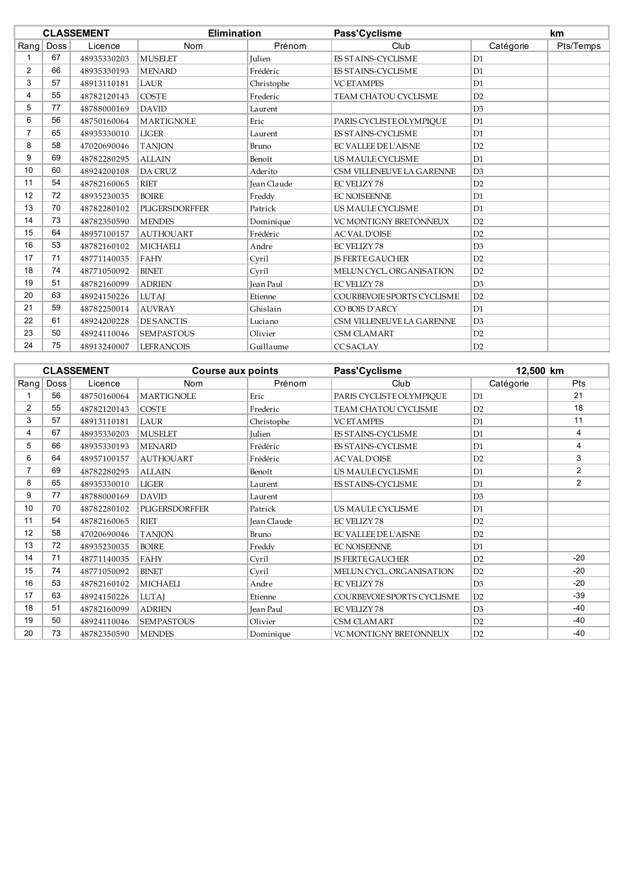| CLASSEMENT | | | Elimination | | Pass'Cyclisme | | km |
|---|---|---|---|---|---|---|---|
| Rang | Doss | Licence | Nom | Prénom | Club | Catégorie | Pts/Temps |
| 1 | 67 | 48935330203 | MUSELET | Julien | ES STAINS-CYCLISME | D1 | |
| 2 | 66 | 48935330193 | MENARD | Frédéric | ES STAINS-CYCLISME | D1 | |
| 3 | 57 | 48913110181 | LAUR | Christophe | VC ETAMPES | D1 | |
| 4 | 55 | 48782120143 | COSTE | Frederic | TEAM CHATOU CYCLISME | D2 | |
| 5 | 77 | 48788000169 | DAVID | Laurent | | D3 | |
| 6 | 56 | 48750160064 | MARTIGNOLE | Eric | PARIS CYCLISTE OLYMPIQUE | D1 | |
| 7 | 65 | 48935330010 | LIGER | Laurent | ES STAINS-CYCLISME | D1 | |
| 8 | 58 | 47020690046 | TANJON | Bruno | EC VALLEE DE L'AISNE | D2 | |
| 9 | 69 | 48782280295 | ALLAIN | Benoît | US MAULE CYCLISME | D1 | |
| 10 | 60 | 48924200108 | DA CRUZ | Aderito | CSM VILLENEUVE LA GARENNE | D3 | |
| 11 | 54 | 48782160065 | RIET | Jean Claude | EC VELIZY 78 | D2 | |
| 12 | 72 | 48935230035 | BOIRE | Freddy | EC NOISEENNE | D1 | |
| 13 | 70 | 48782280102 | PLIGERSDORFFER | Patrick | US MAULE CYCLISME | D1 | |
| 14 | 73 | 48782350590 | MENDES | Dominique | VC MONTIGNY BRETONNEUX | D2 | |
| 15 | 64 | 48957100157 | AUTHOUART | Frédéric | AC VAL D'OISE | D2 | |
| 16 | 53 | 48782160102 | MICHAELI | Andre | EC VELIZY 78 | D3 | |
| 17 | 71 | 48771140035 | FAHY | Cyril | JS FERTE GAUCHER | D2 | |
| 18 | 74 | 48771050092 | BINET | Cyril | MELUN CYCL. ORGANISATION | D2 | |
| 19 | 51 | 48782160099 | ADRIEN | Jean Paul | EC VELIZY 78 | D3 | |
| 20 | 63 | 48924150226 | LUTAJ | Etienne | COURBEVOIE SPORTS CYCLISME | D2 | |
| 21 | 59 | 48782250014 | AUVRAY | Ghislain | CO BOIS D'ARCY | D1 | |
| 22 | 61 | 48924200228 | DE SANCTIS | Luciano | CSM VILLENEUVE LA GARENNE | D3 | |
| 23 | 50 | 48924110046 | SEMPASTOUS | Olivier | CSM CLAMART | D2 | |
| 24 | 75 | 48913240007 | LEFRANCOIS | Guillaume | CC SACLAY | D2 | |

| CLASSEMENT | | | Course aux points | | Pass'Cyclisme | 12,500 km | |
|---|---|---|---|---|---|---|---|
| Rang | Doss | Licence | Nom | Prénom | Club | Catégorie | Pts |
| 1 | 56 | 48750160064 | MARTIGNOLE | Eric | PARIS CYCLISTE OLYMPIQUE | D1 | 21 |
| 2 | 55 | 48782120143 | COSTE | Frederic | TEAM CHATOU CYCLISME | D2 | 18 |
| 3 | 57 | 48913110181 | LAUR | Christophe | VC ETAMPES | D1 | 11 |
| 4 | 67 | 48935330203 | MUSELET | Julien | ES STAINS-CYCLISME | D1 | 4 |
| 5 | 66 | 48935330193 | MENARD | Frédéric | ES STAINS-CYCLISME | D1 | 4 |
| 6 | 64 | 48957100157 | AUTHOUART | Frédéric | AC VAL D'OISE | D2 | 3 |
| 7 | 69 | 48782280295 | ALLAIN | Benoît | US MAULE CYCLISME | D1 | 2 |
| 8 | 65 | 48935330010 | LIGER | Laurent | ES STAINS-CYCLISME | D1 | 2 |
| 9 | 77 | 48788000169 | DAVID | Laurent | | D3 | |
| 10 | 70 | 48782280102 | PLIGERSDORFFER | Patrick | US MAULE CYCLISME | D1 | |
| 11 | 54 | 48782160065 | RIET | Jean Claude | EC VELIZY 78 | D2 | |
| 12 | 58 | 47020690046 | TANJON | Bruno | EC VALLEE DE L'AISNE | D2 | |
| 13 | 72 | 48935230035 | BOIRE | Freddy | EC NOISEENNE | D1 | |
| 14 | 71 | 48771140035 | FAHY | Cyril | JS FERTE GAUCHER | D2 | -20 |
| 15 | 74 | 48771050092 | BINET | Cyril | MELUN CYCL. ORGANISATION | D2 | -20 |
| 16 | 53 | 48782160102 | MICHAELI | Andre | EC VELIZY 78 | D3 | -20 |
| 17 | 63 | 48924150226 | LUTAJ | Etienne | COURBEVOIE SPORTS CYCLISME | D2 | -39 |
| 18 | 51 | 48782160099 | ADRIEN | Jean Paul | EC VELIZY 78 | D3 | -40 |
| 19 | 50 | 48924110046 | SEMPASTOUS | Olivier | CSM CLAMART | D2 | -40 |
| 20 | 73 | 48782350590 | MENDES | Dominique | VC MONTIGNY BRETONNEUX | D2 | -40 |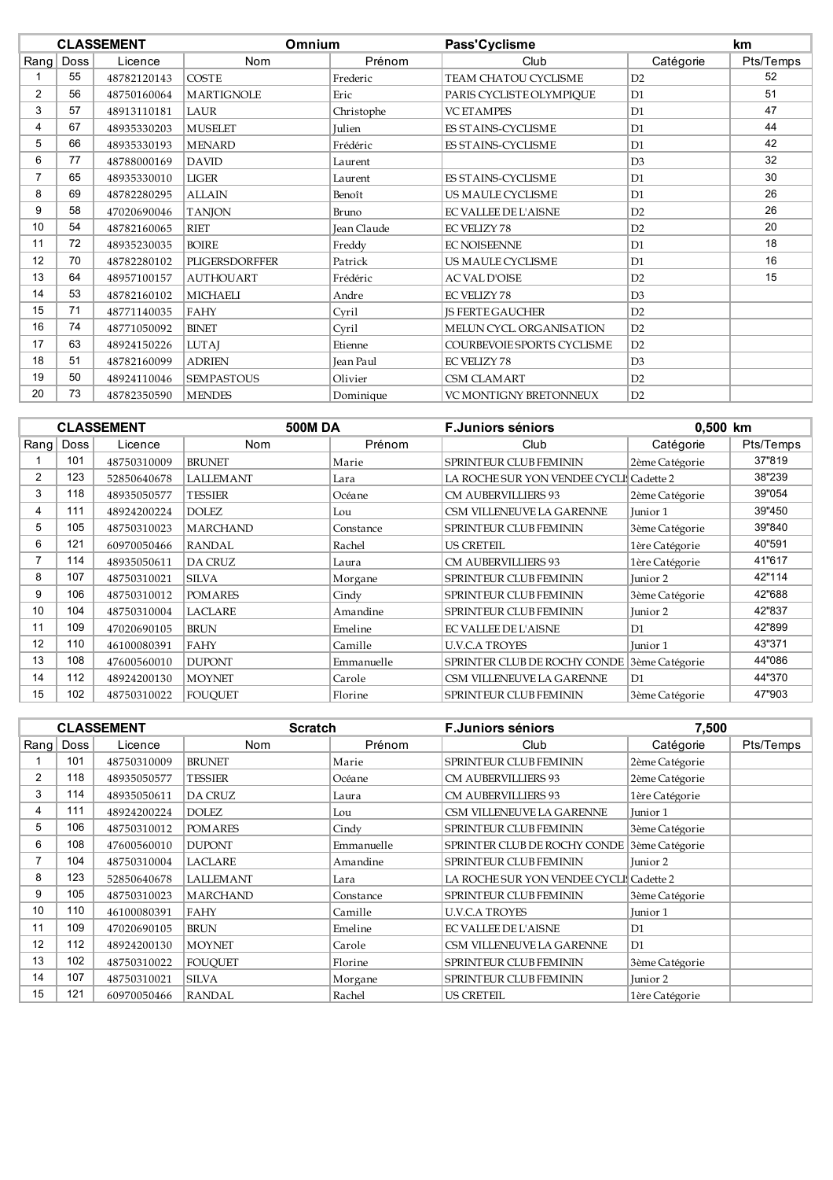| CLASSEMENT | | | Omnium | | Pass'Cyclisme | | km |
|---|---|---|---|---|---|---|---|
| Rang | Doss | Licence | Nom | Prénom | Club | Catégorie | Pts/Temps |
| 1 | 55 | 48782120143 | COSTE | Frederic | TEAM CHATOU CYCLISME | D2 | 52 |
| 2 | 56 | 48750160064 | MARTIGNOLE | Eric | PARIS CYCLISTE OLYMPIQUE | D1 | 51 |
| 3 | 57 | 48913110181 | LAUR | Christophe | VC ETAMPES | D1 | 47 |
| 4 | 67 | 48935330203 | MUSELET | Julien | ES STAINS-CYCLISME | D1 | 44 |
| 5 | 66 | 48935330193 | MENARD | Frédéric | ES STAINS-CYCLISME | D1 | 42 |
| 6 | 77 | 48788000169 | DAVID | Laurent | | D3 | 32 |
| 7 | 65 | 48935330010 | LIGER | Laurent | ES STAINS-CYCLISME | D1 | 30 |
| 8 | 69 | 48782280295 | ALLAIN | Benoît | US MAULE CYCLISME | D1 | 26 |
| 9 | 58 | 47020690046 | TANJON | Bruno | EC VALLEE DE L'AISNE | D2 | 26 |
| 10 | 54 | 48782160065 | RIET | Jean Claude | EC VELIZY 78 | D2 | 20 |
| 11 | 72 | 48935230035 | BOIRE | Freddy | EC NOISEENNE | D1 | 18 |
| 12 | 70 | 48782280102 | PLIGERSDORFFER | Patrick | US MAULE CYCLISME | D1 | 16 |
| 13 | 64 | 48957100157 | AUTHOUART | Frédéric | AC VAL D'OISE | D2 | 15 |
| 14 | 53 | 48782160102 | MICHAELI | Andre | EC VELIZY 78 | D3 | |
| 15 | 71 | 48771140035 | FAHY | Cyril | JS FERTE GAUCHER | D2 | |
| 16 | 74 | 48771050092 | BINET | Cyril | MELUN CYCL. ORGANISATION | D2 | |
| 17 | 63 | 48924150226 | LUTAJ | Etienne | COURBEVOIE SPORTS CYCLISME | D2 | |
| 18 | 51 | 48782160099 | ADRIEN | Jean Paul | EC VELIZY 78 | D3 | |
| 19 | 50 | 48924110046 | SEMPASTOUS | Olivier | CSM CLAMART | D2 | |
| 20 | 73 | 48782350590 | MENDES | Dominique | VC MONTIGNY BRETONNEUX | D2 | |

| CLASSEMENT | | | 500M DA | | F.Juniors séniors | | 0,500 km |
|---|---|---|---|---|---|---|---|
| Rang | Doss | Licence | Nom | Prénom | Club | Catégorie | Pts/Temps |
| 1 | 101 | 48750310009 | BRUNET | Marie | SPRINTEUR CLUB FEMININ | 2ème Catégorie | 37"819 |
| 2 | 123 | 52850640678 | LALLEMANT | Lara | LA ROCHE SUR YON VENDEE CYCLI | Cadette 2 | 38"239 |
| 3 | 118 | 48935050577 | TESSIER | Océane | CM AUBERVILLIERS 93 | 2ème Catégorie | 39"054 |
| 4 | 111 | 48924200224 | DOLEZ | Lou | CSM VILLENEUVE LA GARENNE | Junior 1 | 39"450 |
| 5 | 105 | 48750310023 | MARCHAND | Constance | SPRINTEUR CLUB FEMININ | 3ème Catégorie | 39"840 |
| 6 | 121 | 60970050466 | RANDAL | Rachel | US CRETEIL | 1ère Catégorie | 40"591 |
| 7 | 114 | 48935050611 | DA CRUZ | Laura | CM AUBERVILLIERS 93 | 1ère Catégorie | 41"617 |
| 8 | 107 | 48750310021 | SILVA | Morgane | SPRINTEUR CLUB FEMININ | Junior 2 | 42"114 |
| 9 | 106 | 48750310012 | POMARES | Cindy | SPRINTEUR CLUB FEMININ | 3ème Catégorie | 42"688 |
| 10 | 104 | 48750310004 | LACLARE | Amandine | SPRINTEUR CLUB FEMININ | Junior 2 | 42"837 |
| 11 | 109 | 47020690105 | BRUN | Emeline | EC VALLEE DE L'AISNE | D1 | 42"899 |
| 12 | 110 | 46100080391 | FAHY | Camille | U.V.C.A TROYES | Junior 1 | 43"371 |
| 13 | 108 | 47600560010 | DUPONT | Emmanuelle | SPRINTER CLUB DE ROCHY CONDE | 3ème Catégorie | 44"086 |
| 14 | 112 | 48924200130 | MOYNET | Carole | CSM VILLENEUVE LA GARENNE | D1 | 44"370 |
| 15 | 102 | 48750310022 | FOUQUET | Florine | SPRINTEUR CLUB FEMININ | 3ème Catégorie | 47"903 |

| CLASSEMENT | | | Scratch | | F.Juniors séniors | | 7,500 |
|---|---|---|---|---|---|---|---|
| Rang | Doss | Licence | Nom | Prénom | Club | Catégorie | Pts/Temps |
| 1 | 101 | 48750310009 | BRUNET | Marie | SPRINTEUR CLUB FEMININ | 2ème Catégorie | |
| 2 | 118 | 48935050577 | TESSIER | Océane | CM AUBERVILLIERS 93 | 2ème Catégorie | |
| 3 | 114 | 48935050611 | DA CRUZ | Laura | CM AUBERVILLIERS 93 | 1ère Catégorie | |
| 4 | 111 | 48924200224 | DOLEZ | Lou | CSM VILLENEUVE LA GARENNE | Junior 1 | |
| 5 | 106 | 48750310012 | POMARES | Cindy | SPRINTEUR CLUB FEMININ | 3ème Catégorie | |
| 6 | 108 | 47600560010 | DUPONT | Emmanuelle | SPRINTER CLUB DE ROCHY CONDE | 3ème Catégorie | |
| 7 | 104 | 48750310004 | LACLARE | Amandine | SPRINTEUR CLUB FEMININ | Junior 2 | |
| 8 | 123 | 52850640678 | LALLEMANT | Lara | LA ROCHE SUR YON VENDEE CYCLI | Cadette 2 | |
| 9 | 105 | 48750310023 | MARCHAND | Constance | SPRINTEUR CLUB FEMININ | 3ème Catégorie | |
| 10 | 110 | 46100080391 | FAHY | Camille | U.V.C.A TROYES | Junior 1 | |
| 11 | 109 | 47020690105 | BRUN | Emeline | EC VALLEE DE L'AISNE | D1 | |
| 12 | 112 | 48924200130 | MOYNET | Carole | CSM VILLENEUVE LA GARENNE | D1 | |
| 13 | 102 | 48750310022 | FOUQUET | Florine | SPRINTEUR CLUB FEMININ | 3ème Catégorie | |
| 14 | 107 | 48750310021 | SILVA | Morgane | SPRINTEUR CLUB FEMININ | Junior 2 | |
| 15 | 121 | 60970050466 | RANDAL | Rachel | US CRETEIL | 1ère Catégorie | |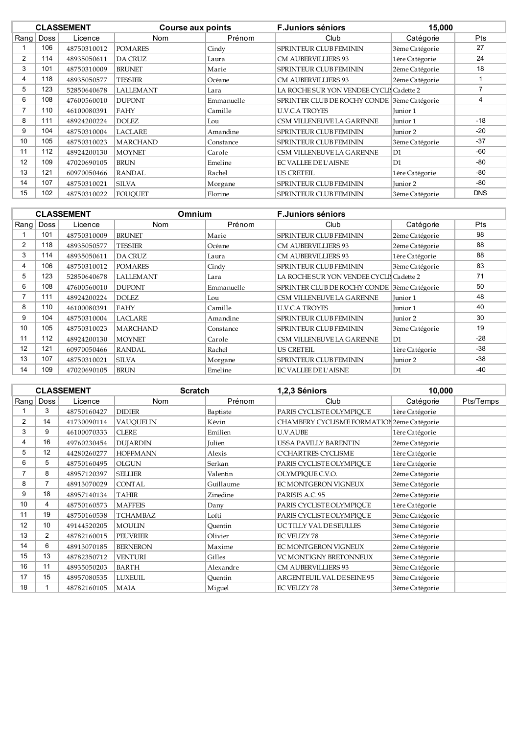| CLASSEMENT | | | Course aux points | | F.Juniors séniors | 15,000 | |
|---|---|---|---|---|---|---|---|
| Rang | Doss | Licence | Nom | Prénom | Club | Catégorie | Pts |
| 1 | 106 | 48750310012 | POMARES | Cindy | SPRINTEUR CLUB FEMININ | 3ème Catégorie | 27 |
| 2 | 114 | 48935050611 | DA CRUZ | Laura | CM AUBERVILLIERS 93 | 1ère Catégorie | 24 |
| 3 | 101 | 48750310009 | BRUNET | Marie | SPRINTEUR CLUB FEMININ | 2ème Catégorie | 18 |
| 4 | 118 | 48935050577 | TESSIER | Océane | CM AUBERVILLIERS 93 | 2ème Catégorie | 1 |
| 5 | 123 | 52850640678 | LALLEMANT | Lara | LA ROCHE SUR YON VENDEE CYCLI | Cadette 2 | 7 |
| 6 | 108 | 47600560010 | DUPONT | Emmanuelle | SPRINTER CLUB DE ROCHY CONDE | 3ème Catégorie | 4 |
| 7 | 110 | 46100080391 | FAHY | Camille | U.V.C.A TROYES | Junior 1 | |
| 8 | 111 | 48924200224 | DOLEZ | Lou | CSM VILLENEUVE LA GARENNE | Junior 1 | -18 |
| 9 | 104 | 48750310004 | LACLARE | Amandine | SPRINTEUR CLUB FEMININ | Junior 2 | -20 |
| 10 | 105 | 48750310023 | MARCHAND | Constance | SPRINTEUR CLUB FEMININ | 3ème Catégorie | -37 |
| 11 | 112 | 48924200130 | MOYNET | Carole | CSM VILLENEUVE LA GARENNE | D1 | -60 |
| 12 | 109 | 47020690105 | BRUN | Emeline | EC VALLEE DE L'AISNE | D1 | -80 |
| 13 | 121 | 60970050466 | RANDAL | Rachel | US CRETEIL | 1ère Catégorie | -80 |
| 14 | 107 | 48750310021 | SILVA | Morgane | SPRINTEUR CLUB FEMININ | Junior 2 | -80 |
| 15 | 102 | 48750310022 | FOUQUET | Florine | SPRINTEUR CLUB FEMININ | 3ème Catégorie | DNS |

| CLASSEMENT | | | Omnium | | F.Juniors séniors | | |
|---|---|---|---|---|---|---|---|
| Rang | Doss | Licence | Nom | Prénom | Club | Catégorie | Pts |
| 1 | 101 | 48750310009 | BRUNET | Marie | SPRINTEUR CLUB FEMININ | 2ème Catégorie | 98 |
| 2 | 118 | 48935050577 | TESSIER | Océane | CM AUBERVILLIERS 93 | 2ème Catégorie | 88 |
| 3 | 114 | 48935050611 | DA CRUZ | Laura | CM AUBERVILLIERS 93 | 1ère Catégorie | 88 |
| 4 | 106 | 48750310012 | POMARES | Cindy | SPRINTEUR CLUB FEMININ | 3ème Catégorie | 83 |
| 5 | 123 | 52850640678 | LALLEMANT | Lara | LA ROCHE SUR YON VENDEE CYCLI | Cadette 2 | 71 |
| 6 | 108 | 47600560010 | DUPONT | Emmanuelle | SPRINTER CLUB DE ROCHY CONDE | 3ème Catégorie | 50 |
| 7 | 111 | 48924200224 | DOLEZ | Lou | CSM VILLENEUVE LA GARENNE | Junior 1 | 48 |
| 8 | 110 | 46100080391 | FAHY | Camille | U.V.C.A TROYES | Junior 1 | 40 |
| 9 | 104 | 48750310004 | LACLARE | Amandine | SPRINTEUR CLUB FEMININ | Junior 2 | 30 |
| 10 | 105 | 48750310023 | MARCHAND | Constance | SPRINTEUR CLUB FEMININ | 3ème Catégorie | 19 |
| 11 | 112 | 48924200130 | MOYNET | Carole | CSM VILLENEUVE LA GARENNE | D1 | -28 |
| 12 | 121 | 60970050466 | RANDAL | Rachel | US CRETEIL | 1ère Catégorie | -38 |
| 13 | 107 | 48750310021 | SILVA | Morgane | SPRINTEUR CLUB FEMININ | Junior 2 | -38 |
| 14 | 109 | 47020690105 | BRUN | Emeline | EC VALLEE DE L'AISNE | D1 | -40 |

| CLASSEMENT | | | Scratch | | 1,2,3 Séniors | 10,000 | |
|---|---|---|---|---|---|---|---|
| Rang | Doss | Licence | Nom | Prénom | Club | Catégorie | Pts/Temps |
| 1 | 3 | 48750160427 | DIDIER | Baptiste | PARIS CYCLISTE OLYMPIQUE | 1ère Catégorie | |
| 2 | 14 | 41730090114 | VAUQUELIN | Kévin | CHAMBERY CYCLISME FORMATION | 2ème Catégorie | |
| 3 | 9 | 46100070333 | CLERE | Emilien | U.V.AUBE | 1ère Catégorie | |
| 4 | 16 | 49760230454 | DUJARDIN | Julien | USSA PAVILLY BARENTIN | 2ème Catégorie | |
| 5 | 12 | 44280260277 | HOFFMANN | Alexis | C'CHARTRES CYCLISME | 1ère Catégorie | |
| 6 | 5 | 48750160495 | OLGUN | Serkan | PARIS CYCLISTE OLYMPIQUE | 1ère Catégorie | |
| 7 | 8 | 48957120397 | SELLIER | Valentin | OLYMPIQUE C.V.O. | 2ème Catégorie | |
| 8 | 7 | 48913070029 | CONTAL | Guillaume | EC MONTGERON VIGNEUX | 3ème Catégorie | |
| 9 | 18 | 48957140134 | TAHIR | Zinedine | PARISIS A.C. 95 | 2ème Catégorie | |
| 10 | 4 | 48750160573 | MAFFEIS | Dany | PARIS CYCLISTE OLYMPIQUE | 1ère Catégorie | |
| 11 | 19 | 48750160538 | TCHAMBAZ | Lofti | PARIS CYCLISTE OLYMPIQUE | 3ème Catégorie | |
| 12 | 10 | 49144520205 | MOULIN | Quentin | UC TILLY VAL DE SEULLES | 3ème Catégorie | |
| 13 | 2 | 48782160015 | PEUVRIER | Olivier | EC VELIZY 78 | 3ème Catégorie | |
| 14 | 6 | 48913070185 | BERNERON | Maxime | EC MONTGERON VIGNEUX | 2ème Catégorie | |
| 15 | 13 | 48782350712 | VENTURI | Gilles | VC MONTIGNY BRETONNEUX | 3ème Catégorie | |
| 16 | 11 | 48935050203 | BARTH | Alexandre | CM AUBERVILLIERS 93 | 3ème Catégorie | |
| 17 | 15 | 48957080535 | LUXEUIL | Quentin | ARGENTEUIL VAL DE SEINE 95 | 3ème Catégorie | |
| 18 | 1 | 48782160105 | MAIA | Miguel | EC VELIZY 78 | 3ème Catégorie | |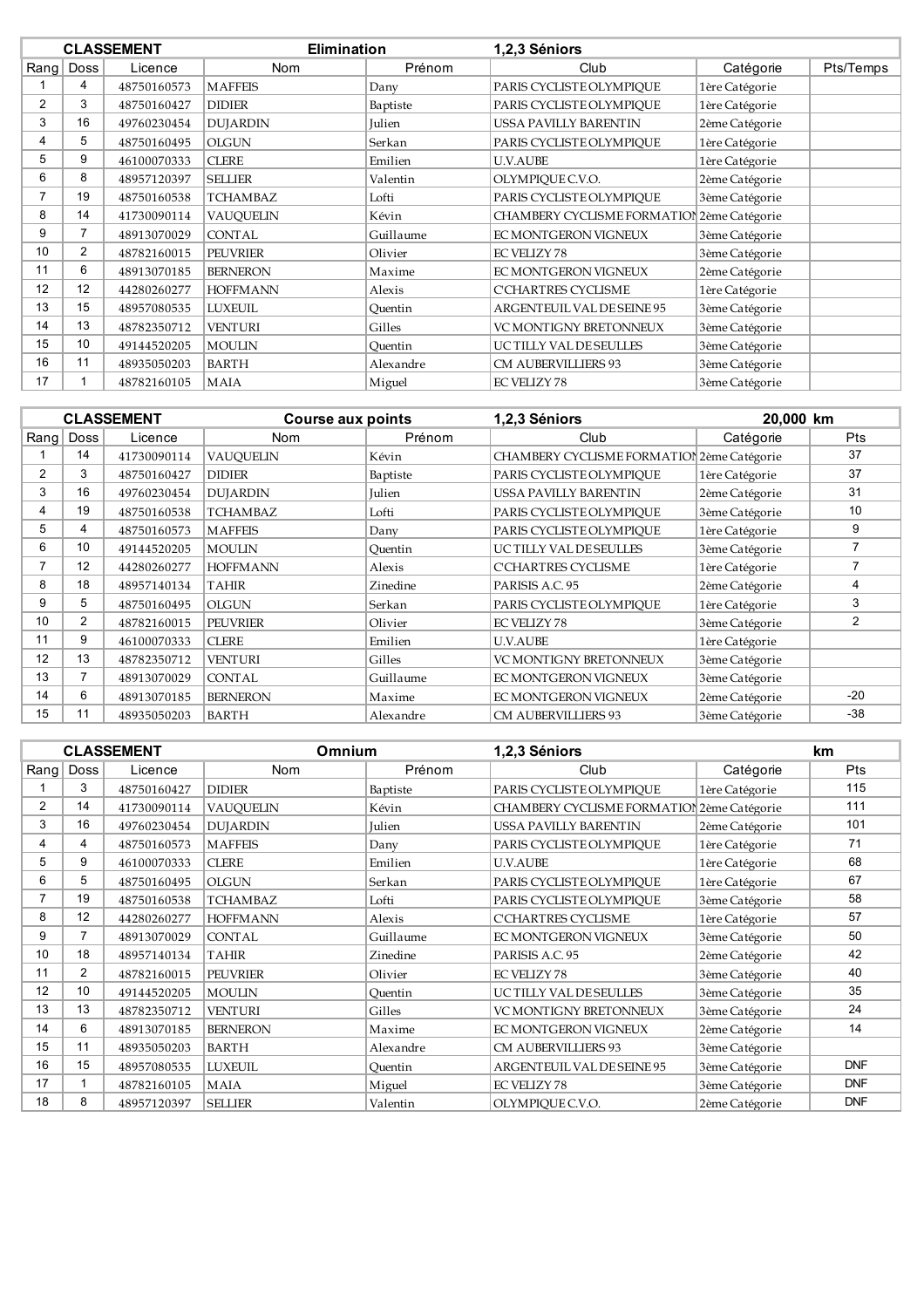| CLASSEMENT | | Elimination | | 1,2,3 Séniors | | | |
|---|---|---|---|---|---|---|---|
| Rang | Doss | Licence | Nom | Prénom | Club | Catégorie | Pts/Temps |
| 1 | 4 | 48750160573 | MAFFEIS | Dany | PARIS CYCLISTE OLYMPIQUE | 1ère Catégorie | |
| 2 | 3 | 48750160427 | DIDIER | Baptiste | PARIS CYCLISTE OLYMPIQUE | 1ère Catégorie | |
| 3 | 16 | 49760230454 | DUJARDIN | Julien | USSA PAVILLY BARENTIN | 2ème Catégorie | |
| 4 | 5 | 48750160495 | OLGUN | Serkan | PARIS CYCLISTE OLYMPIQUE | 1ère Catégorie | |
| 5 | 9 | 46100070333 | CLERE | Emilien | U.V.AUBE | 1ère Catégorie | |
| 6 | 8 | 48957120397 | SELLIER | Valentin | OLYMPIQUE C.V.O. | 2ème Catégorie | |
| 7 | 19 | 48750160538 | TCHAMBAZ | Lofti | PARIS CYCLISTE OLYMPIQUE | 3ème Catégorie | |
| 8 | 14 | 41730090114 | VAUQUELIN | Kévin | CHAMBERY CYCLISME FORMATION | 2ème Catégorie | |
| 9 | 7 | 48913070029 | CONTAL | Guillaume | EC MONTGERON VIGNEUX | 3ème Catégorie | |
| 10 | 2 | 48782160015 | PEUVRIER | Olivier | EC VELIZY 78 | 3ème Catégorie | |
| 11 | 6 | 48913070185 | BERNERON | Maxime | EC MONTGERON VIGNEUX | 2ème Catégorie | |
| 12 | 12 | 44280260277 | HOFFMANN | Alexis | C'CHARTRES CYCLISME | 1ère Catégorie | |
| 13 | 15 | 48957080535 | LUXEUIL | Quentin | ARGENTEUIL VAL DE SEINE 95 | 3ème Catégorie | |
| 14 | 13 | 48782350712 | VENTURI | Gilles | VC MONTIGNY BRETONNEUX | 3ème Catégorie | |
| 15 | 10 | 49144520205 | MOULIN | Quentin | UC TILLY VAL DE SEULLES | 3ème Catégorie | |
| 16 | 11 | 48935050203 | BARTH | Alexandre | CM AUBERVILLIERS 93 | 3ème Catégorie | |
| 17 | 1 | 48782160105 | MAIA | Miguel | EC VELIZY 78 | 3ème Catégorie | |

| CLASSEMENT | | Course aux points | | 1,2,3 Séniors | | 20,000 km | |
|---|---|---|---|---|---|---|---|
| Rang | Doss | Licence | Nom | Prénom | Club | Catégorie | Pts |
| 1 | 14 | 41730090114 | VAUQUELIN | Kévin | CHAMBERY CYCLISME FORMATION | 2ème Catégorie | 37 |
| 2 | 3 | 48750160427 | DIDIER | Baptiste | PARIS CYCLISTE OLYMPIQUE | 1ère Catégorie | 37 |
| 3 | 16 | 49760230454 | DUJARDIN | Julien | USSA PAVILLY BARENTIN | 2ème Catégorie | 31 |
| 4 | 19 | 48750160538 | TCHAMBAZ | Lofti | PARIS CYCLISTE OLYMPIQUE | 3ème Catégorie | 10 |
| 5 | 4 | 48750160573 | MAFFEIS | Dany | PARIS CYCLISTE OLYMPIQUE | 1ère Catégorie | 9 |
| 6 | 10 | 49144520205 | MOULIN | Quentin | UC TILLY VAL DE SEULLES | 3ème Catégorie | 7 |
| 7 | 12 | 44280260277 | HOFFMANN | Alexis | C'CHARTRES CYCLISME | 1ère Catégorie | 7 |
| 8 | 18 | 48957140134 | TAHIR | Zinedine | PARISIS A.C. 95 | 2ème Catégorie | 4 |
| 9 | 5 | 48750160495 | OLGUN | Serkan | PARIS CYCLISTE OLYMPIQUE | 1ère Catégorie | 3 |
| 10 | 2 | 48782160015 | PEUVRIER | Olivier | EC VELIZY 78 | 3ème Catégorie | 2 |
| 11 | 9 | 46100070333 | CLERE | Emilien | U.V.AUBE | 1ère Catégorie | |
| 12 | 13 | 48782350712 | VENTURI | Gilles | VC MONTIGNY BRETONNEUX | 3ème Catégorie | |
| 13 | 7 | 48913070029 | CONTAL | Guillaume | EC MONTGERON VIGNEUX | 3ème Catégorie | |
| 14 | 6 | 48913070185 | BERNERON | Maxime | EC MONTGERON VIGNEUX | 2ème Catégorie | -20 |
| 15 | 11 | 48935050203 | BARTH | Alexandre | CM AUBERVILLIERS 93 | 3ème Catégorie | -38 |

| CLASSEMENT | | Omnium | | 1,2,3 Séniors | | km | |
|---|---|---|---|---|---|---|---|
| Rang | Doss | Licence | Nom | Prénom | Club | Catégorie | Pts |
| 1 | 3 | 48750160427 | DIDIER | Baptiste | PARIS CYCLISTE OLYMPIQUE | 1ère Catégorie | 115 |
| 2 | 14 | 41730090114 | VAUQUELIN | Kévin | CHAMBERY CYCLISME FORMATION | 2ème Catégorie | 111 |
| 3 | 16 | 49760230454 | DUJARDIN | Julien | USSA PAVILLY BARENTIN | 2ème Catégorie | 101 |
| 4 | 4 | 48750160573 | MAFFEIS | Dany | PARIS CYCLISTE OLYMPIQUE | 1ère Catégorie | 71 |
| 5 | 9 | 46100070333 | CLERE | Emilien | U.V.AUBE | 1ère Catégorie | 68 |
| 6 | 5 | 48750160495 | OLGUN | Serkan | PARIS CYCLISTE OLYMPIQUE | 1ère Catégorie | 67 |
| 7 | 19 | 48750160538 | TCHAMBAZ | Lofti | PARIS CYCLISTE OLYMPIQUE | 3ème Catégorie | 58 |
| 8 | 12 | 44280260277 | HOFFMANN | Alexis | C'CHARTRES CYCLISME | 1ère Catégorie | 57 |
| 9 | 7 | 48913070029 | CONTAL | Guillaume | EC MONTGERON VIGNEUX | 3ème Catégorie | 50 |
| 10 | 18 | 48957140134 | TAHIR | Zinedine | PARISIS A.C. 95 | 2ème Catégorie | 42 |
| 11 | 2 | 48782160015 | PEUVRIER | Olivier | EC VELIZY 78 | 3ème Catégorie | 40 |
| 12 | 10 | 49144520205 | MOULIN | Quentin | UC TILLY VAL DE SEULLES | 3ème Catégorie | 35 |
| 13 | 13 | 48782350712 | VENTURI | Gilles | VC MONTIGNY BRETONNEUX | 3ème Catégorie | 24 |
| 14 | 6 | 48913070185 | BERNERON | Maxime | EC MONTGERON VIGNEUX | 2ème Catégorie | 14 |
| 15 | 11 | 48935050203 | BARTH | Alexandre | CM AUBERVILLIERS 93 | 3ème Catégorie | |
| 16 | 15 | 48957080535 | LUXEUIL | Quentin | ARGENTEUIL VAL DE SEINE 95 | 3ème Catégorie | DNF |
| 17 | 1 | 48782160105 | MAIA | Miguel | EC VELIZY 78 | 3ème Catégorie | DNF |
| 18 | 8 | 48957120397 | SELLIER | Valentin | OLYMPIQUE C.V.O. | 2ème Catégorie | DNF |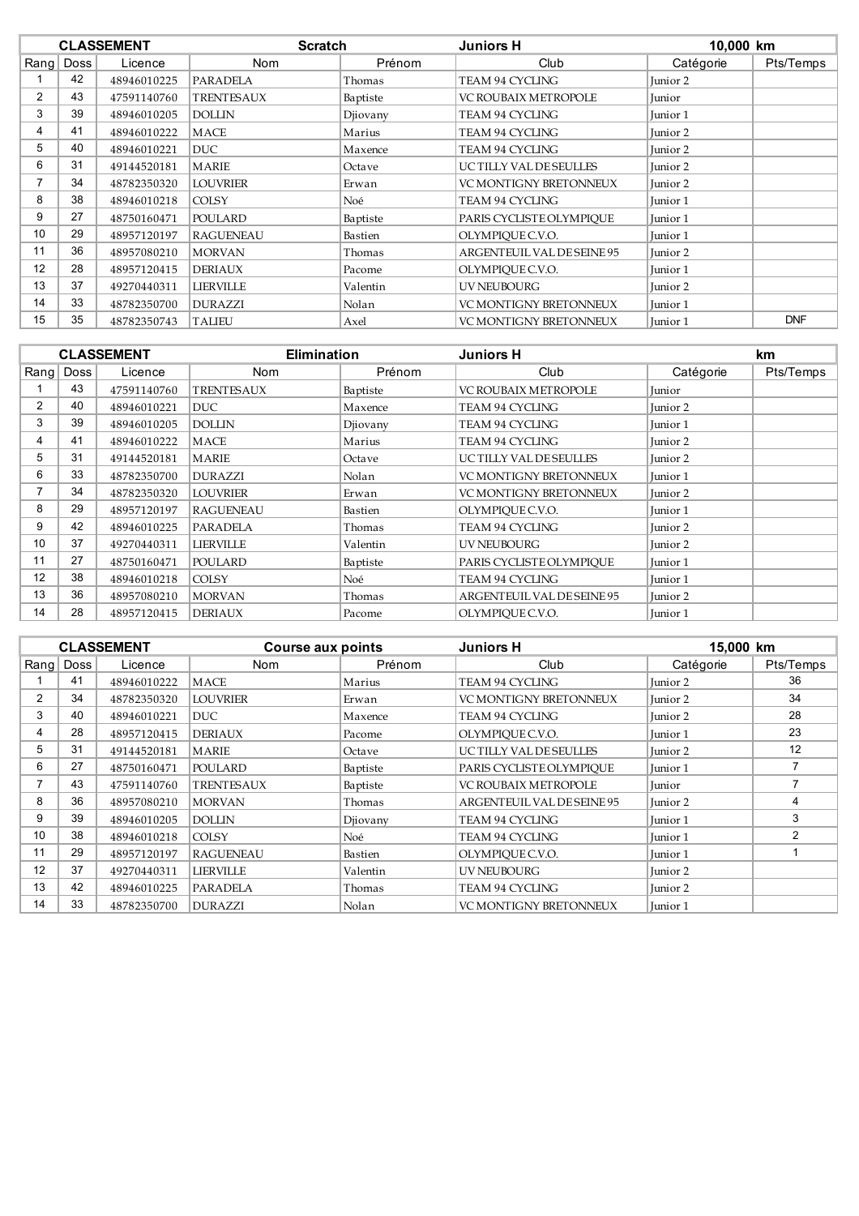| CLASSEMENT | | | Scratch | | Juniors H | 10,000 km | |
|---|---|---|---|---|---|---|---|
| Rang | Doss | Licence | Nom | Prénom | Club | Catégorie | Pts/Temps |
| 1 | 42 | 48946010225 | PARADELA | Thomas | TEAM 94 CYCLING | Junior 2 | |
| 2 | 43 | 47591140760 | TRENTESAUX | Baptiste | VC ROUBAIX METROPOLE | Junior | |
| 3 | 39 | 48946010205 | DOLLIN | Djiovany | TEAM 94 CYCLING | Junior 1 | |
| 4 | 41 | 48946010222 | MACE | Marius | TEAM 94 CYCLING | Junior 2 | |
| 5 | 40 | 48946010221 | DUC | Maxence | TEAM 94 CYCLING | Junior 2 | |
| 6 | 31 | 49144520181 | MARIE | Octave | UC TILLY VAL DE SEULLES | Junior 2 | |
| 7 | 34 | 48782350320 | LOUVRIER | Erwan | VC MONTIGNY BRETONNEUX | Junior 2 | |
| 8 | 38 | 48946010218 | COLSY | Noé | TEAM 94 CYCLING | Junior 1 | |
| 9 | 27 | 48750160471 | POULARD | Baptiste | PARIS CYCLISTE OLYMPIQUE | Junior 1 | |
| 10 | 29 | 48957120197 | RAGUENEAU | Bastien | OLYMPIQUE C.V.O. | Junior 1 | |
| 11 | 36 | 48957080210 | MORVAN | Thomas | ARGENTEUIL VAL DE SEINE 95 | Junior 2 | |
| 12 | 28 | 48957120415 | DERIAUX | Pacome | OLYMPIQUE C.V.O. | Junior 1 | |
| 13 | 37 | 49270440311 | LIERVILLE | Valentin | UV NEUBOURG | Junior 2 | |
| 14 | 33 | 48782350700 | DURAZZI | Nolan | VC MONTIGNY BRETONNEUX | Junior 1 | |
| 15 | 35 | 48782350743 | TALIEU | Axel | VC MONTIGNY BRETONNEUX | Junior 1 | DNF |

| CLASSEMENT | | | Elimination | | Juniors H | km | |
|---|---|---|---|---|---|---|---|
| Rang | Doss | Licence | Nom | Prénom | Club | Catégorie | Pts/Temps |
| 1 | 43 | 47591140760 | TRENTESAUX | Baptiste | VC ROUBAIX METROPOLE | Junior | |
| 2 | 40 | 48946010221 | DUC | Maxence | TEAM 94 CYCLING | Junior 2 | |
| 3 | 39 | 48946010205 | DOLLIN | Djiovany | TEAM 94 CYCLING | Junior 1 | |
| 4 | 41 | 48946010222 | MACE | Marius | TEAM 94 CYCLING | Junior 2 | |
| 5 | 31 | 49144520181 | MARIE | Octave | UC TILLY VAL DE SEULLES | Junior 2 | |
| 6 | 33 | 48782350700 | DURAZZI | Nolan | VC MONTIGNY BRETONNEUX | Junior 1 | |
| 7 | 34 | 48782350320 | LOUVRIER | Erwan | VC MONTIGNY BRETONNEUX | Junior 2 | |
| 8 | 29 | 48957120197 | RAGUENEAU | Bastien | OLYMPIQUE C.V.O. | Junior 1 | |
| 9 | 42 | 48946010225 | PARADELA | Thomas | TEAM 94 CYCLING | Junior 2 | |
| 10 | 37 | 49270440311 | LIERVILLE | Valentin | UV NEUBOURG | Junior 2 | |
| 11 | 27 | 48750160471 | POULARD | Baptiste | PARIS CYCLISTE OLYMPIQUE | Junior 1 | |
| 12 | 38 | 48946010218 | COLSY | Noé | TEAM 94 CYCLING | Junior 1 | |
| 13 | 36 | 48957080210 | MORVAN | Thomas | ARGENTEUIL VAL DE SEINE 95 | Junior 2 | |
| 14 | 28 | 48957120415 | DERIAUX | Pacome | OLYMPIQUE C.V.O. | Junior 1 | |

| CLASSEMENT | | | Course aux points | | Juniors H | 15,000 km | |
|---|---|---|---|---|---|---|---|
| Rang | Doss | Licence | Nom | Prénom | Club | Catégorie | Pts/Temps |
| 1 | 41 | 48946010222 | MACE | Marius | TEAM 94 CYCLING | Junior 2 | 36 |
| 2 | 34 | 48782350320 | LOUVRIER | Erwan | VC MONTIGNY BRETONNEUX | Junior 2 | 34 |
| 3 | 40 | 48946010221 | DUC | Maxence | TEAM 94 CYCLING | Junior 2 | 28 |
| 4 | 28 | 48957120415 | DERIAUX | Pacome | OLYMPIQUE C.V.O. | Junior 1 | 23 |
| 5 | 31 | 49144520181 | MARIE | Octave | UC TILLY VAL DE SEULLES | Junior 2 | 12 |
| 6 | 27 | 48750160471 | POULARD | Baptiste | PARIS CYCLISTE OLYMPIQUE | Junior 1 | 7 |
| 7 | 43 | 47591140760 | TRENTESAUX | Baptiste | VC ROUBAIX METROPOLE | Junior | 7 |
| 8 | 36 | 48957080210 | MORVAN | Thomas | ARGENTEUIL VAL DE SEINE 95 | Junior 2 | 4 |
| 9 | 39 | 48946010205 | DOLLIN | Djiovany | TEAM 94 CYCLING | Junior 1 | 3 |
| 10 | 38 | 48946010218 | COLSY | Noé | TEAM 94 CYCLING | Junior 1 | 2 |
| 11 | 29 | 48957120197 | RAGUENEAU | Bastien | OLYMPIQUE C.V.O. | Junior 1 | 1 |
| 12 | 37 | 49270440311 | LIERVILLE | Valentin | UV NEUBOURG | Junior 2 | |
| 13 | 42 | 48946010225 | PARADELA | Thomas | TEAM 94 CYCLING | Junior 2 | |
| 14 | 33 | 48782350700 | DURAZZI | Nolan | VC MONTIGNY BRETONNEUX | Junior 1 | |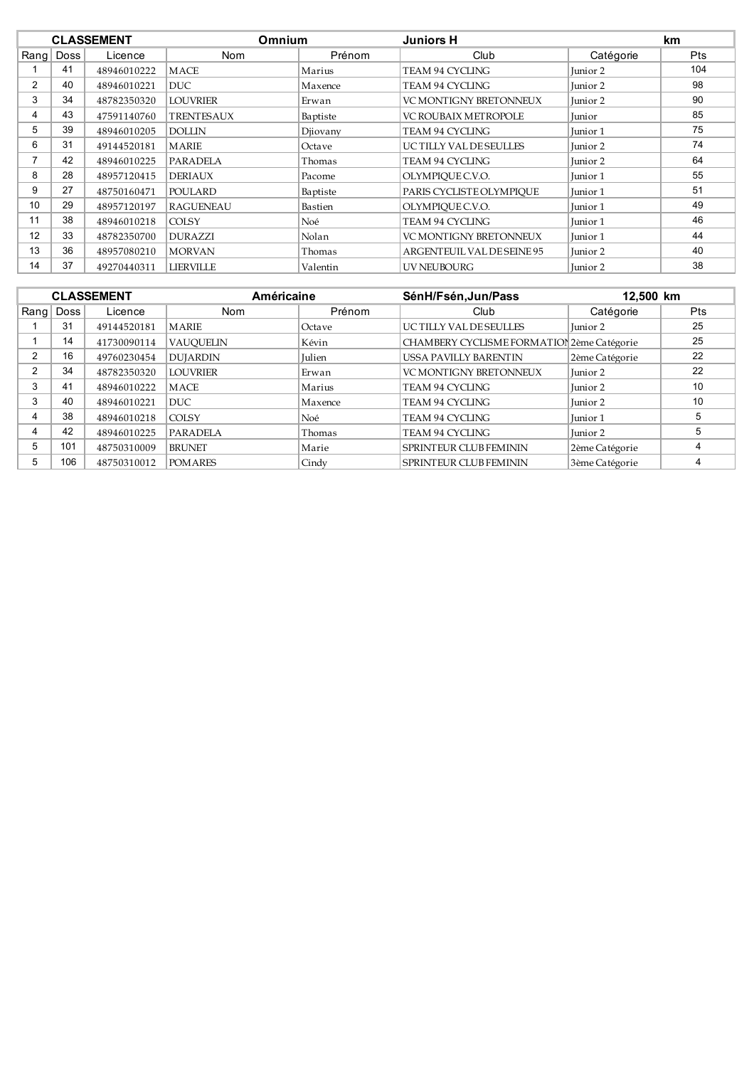| CLASSEMENT | | | Omnium | | Juniors H | | km |
|---|---|---|---|---|---|---|---|
| Rang | Doss | Licence | Nom | Prénom | Club | Catégorie | Pts |
| 1 | 41 | 48946010222 | MACE | Marius | TEAM 94 CYCLING | Junior 2 | 104 |
| 2 | 40 | 48946010221 | DUC | Maxence | TEAM 94 CYCLING | Junior 2 | 98 |
| 3 | 34 | 48782350320 | LOUVRIER | Erwan | VC MONTIGNY BRETONNEUX | Junior 2 | 90 |
| 4 | 43 | 47591140760 | TRENTESAUX | Baptiste | VC ROUBAIX METROPOLE | Junior | 85 |
| 5 | 39 | 48946010205 | DOLLIN | Djiovany | TEAM 94 CYCLING | Junior 1 | 75 |
| 6 | 31 | 49144520181 | MARIE | Octave | UC TILLY VAL DE SEULLES | Junior 2 | 74 |
| 7 | 42 | 48946010225 | PARADELA | Thomas | TEAM 94 CYCLING | Junior 2 | 64 |
| 8 | 28 | 48957120415 | DERIAUX | Pacome | OLYMPIQUE C.V.O. | Junior 1 | 55 |
| 9 | 27 | 48750160471 | POULARD | Baptiste | PARIS CYCLISTE OLYMPIQUE | Junior 1 | 51 |
| 10 | 29 | 48957120197 | RAGUENEAU | Bastien | OLYMPIQUE C.V.O. | Junior 1 | 49 |
| 11 | 38 | 48946010218 | COLSY | Noé | TEAM 94 CYCLING | Junior 1 | 46 |
| 12 | 33 | 48782350700 | DURAZZI | Nolan | VC MONTIGNY BRETONNEUX | Junior 1 | 44 |
| 13 | 36 | 48957080210 | MORVAN | Thomas | ARGENTEUIL VAL DE SEINE 95 | Junior 2 | 40 |
| 14 | 37 | 49270440311 | LIERVILLE | Valentin | UV NEUBOURG | Junior 2 | 38 |

| CLASSEMENT | | | Américaine | | SénH/Fsén,Jun/Pass | 12,500 km | |
|---|---|---|---|---|---|---|---|
| Rang | Doss | Licence | Nom | Prénom | Club | Catégorie | Pts |
| 1 | 31 | 49144520181 | MARIE | Octave | UC TILLY VAL DE SEULLES | Junior 2 | 25 |
| 1 | 14 | 41730090114 | VAUQUELIN | Kévin | CHAMBERY CYCLISME FORMATION | 2ème Catégorie | 25 |
| 2 | 16 | 49760230454 | DUJARDIN | Julien | USSA PAVILLY BARENTIN | 2ème Catégorie | 22 |
| 2 | 34 | 48782350320 | LOUVRIER | Erwan | VC MONTIGNY BRETONNEUX | Junior 2 | 22 |
| 3 | 41 | 48946010222 | MACE | Marius | TEAM 94 CYCLING | Junior 2 | 10 |
| 3 | 40 | 48946010221 | DUC | Maxence | TEAM 94 CYCLING | Junior 2 | 10 |
| 4 | 38 | 48946010218 | COLSY | Noé | TEAM 94 CYCLING | Junior 1 | 5 |
| 4 | 42 | 48946010225 | PARADELA | Thomas | TEAM 94 CYCLING | Junior 2 | 5 |
| 5 | 101 | 48750310009 | BRUNET | Marie | SPRINTEUR CLUB FEMININ | 2ème Catégorie | 4 |
| 5 | 106 | 48750310012 | POMARES | Cindy | SPRINTEUR CLUB FEMININ | 3ème Catégorie | 4 |